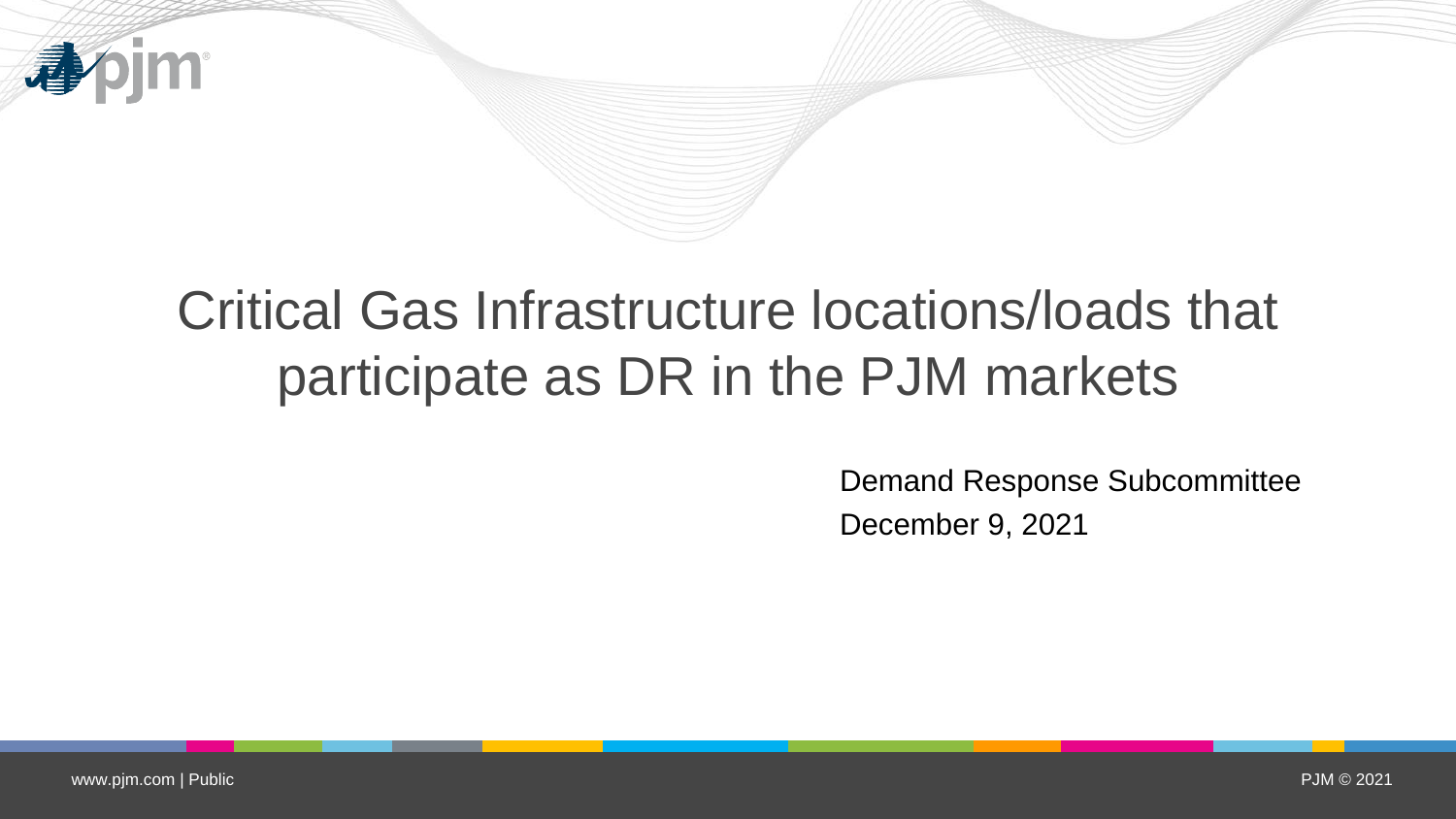# Critical Gas Infrastructure locations/loads that participate as DR in the PJM markets

Demand Response Subcommittee

December 9, 2021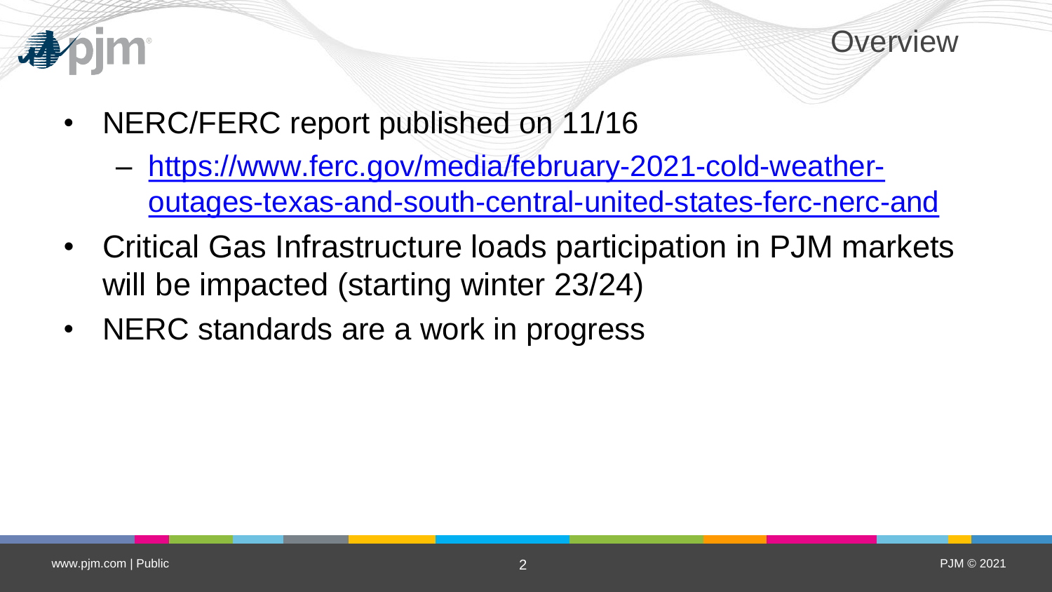# Overview

- NERC/FERC report published on 11/16
  - https://www.ferc.gov/media/february-2021-cold-weather-outages-texas-and-south-central-united-states-ferc-nerc-and
- Critical Gas Infrastructure loads participation in PJM markets will be impacted (starting winter 23/24)
- NERC standards are a work in progress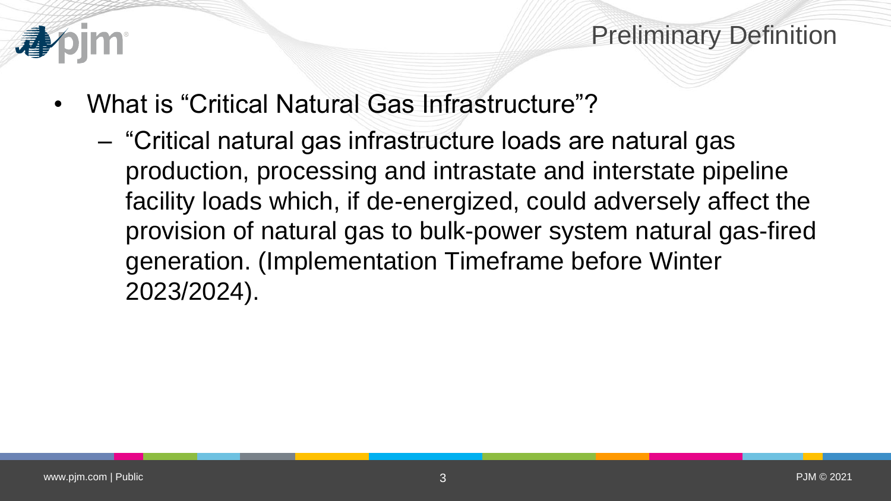# Preliminary Definition

- What is “Critical Natural Gas Infrastructure”?
  - “Critical natural gas infrastructure loads are natural gas production, processing and intrastate and interstate pipeline facility loads which, if de-energized, could adversely affect the provision of natural gas to bulk-power system natural gas-fired generation. (Implementation Timeframe before Winter 2023/2024).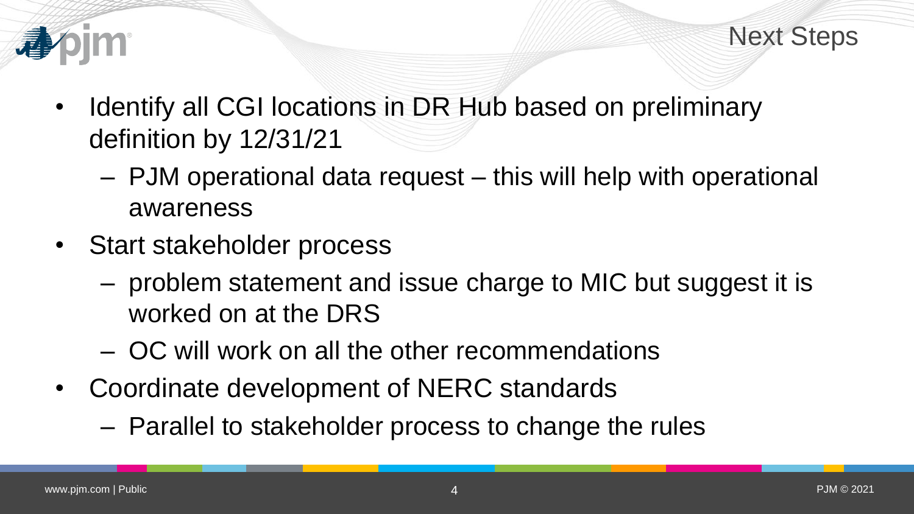# Next Steps

- Identify all CGI locations in DR Hub based on preliminary definition by 12/31/21
  - PJM operational data request – this will help with operational awareness
- Start stakeholder process
  - problem statement and issue charge to MIC but suggest it is worked on at the DRS
  - OC will work on all the other recommendations
- Coordinate development of NERC standards
  - Parallel to stakeholder process to change the rules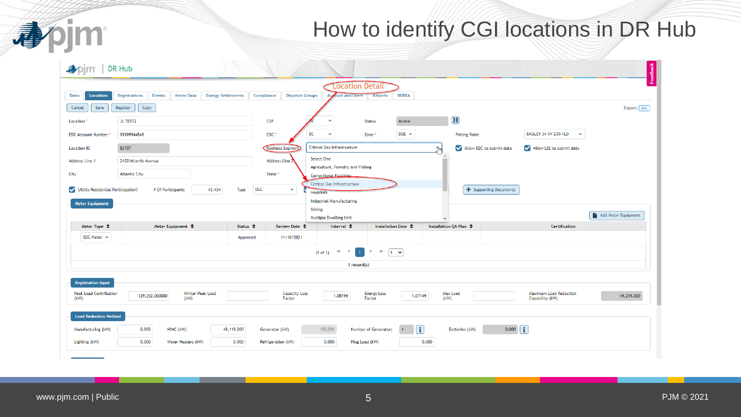# How to identify CGI locations in DR Hub

DR Hub

Location Detail

Tasks | Locations | Registrations | Events | Meter Data | Energy Settlements | Compliance | Dispatch Groups | Account and Users | Reports | RERRA

Cancel | Save | Register | Copy

Export: XML

| | | | | | | | |
|---|---|---|---|---|---|---|---|
| Location * | JL TEST2 | CSP | AE | Status | Active | | |
| EDC Account Number * | 99999944848 | EDC * | BC | Zone * | BGE | Pricing Point | BAGLEY 34 KV 230-1LD |
| Location ID | 82707 | Business Segment | Critical Gas Infrastructure | | | Allow EDC to submit data | Allow LSE to submit data |
| Address Line 1 | 2430 Atlantic Avenue | Address Line 2 | | | | | |
| City | Atlantic City | State * | | | | | |

Business Segment dropdown options:

- Select One
- Agriculture, Forestry and Fishing
- Correctional Facilities
- Critical Gas Infrastructure
- Hospitals
- Industrial/Manufacturing
- Mining
- Multiple Dwelling Unit

Utility Residential Participation? | # Of Participants: 43,434 | Type: DLC

Supporting Documents

**Meter Equipment**

Add Meter Equipment

| Meter Type | Meter Equipment | Status | Review Date | Interval | Installation Date | Installation QA Plan | Certification |
|---|---|---|---|---|---|---|---|
| EDC Meter | | Approved | 11/10/2021 | | | | |

(1 of 1) 1 — 5

1 record(s)

**Registration Input**

| Peak Load Contribution (kW) | Winter Peak Load (kW) | Capacity Loss Factor | Energy Loss Factor | Max Load (kW) | Maximum Load Reduction Capability (kW) |
|---|---|---|---|---|---|
| 129,252.000000 | | 1.08199 | 1.07149 | | 49,219.000 |

**Load Reduction Method**

| | | | | | | | | | |
|---|---|---|---|---|---|---|---|---|---|
| Manufacturing (kW) | 0.000 | HVAC (kW) | 49,119.000 | Generator (kW) | 100.000 | Number of Generators | 1 | Batteries (kW) | 0.000 |
| Lighting (kW) | 0.000 | Water Heaters (kW) | 0.000 | Refrigeration (kW) | 0.000 | Plug Load (kW) | 0.000 | | |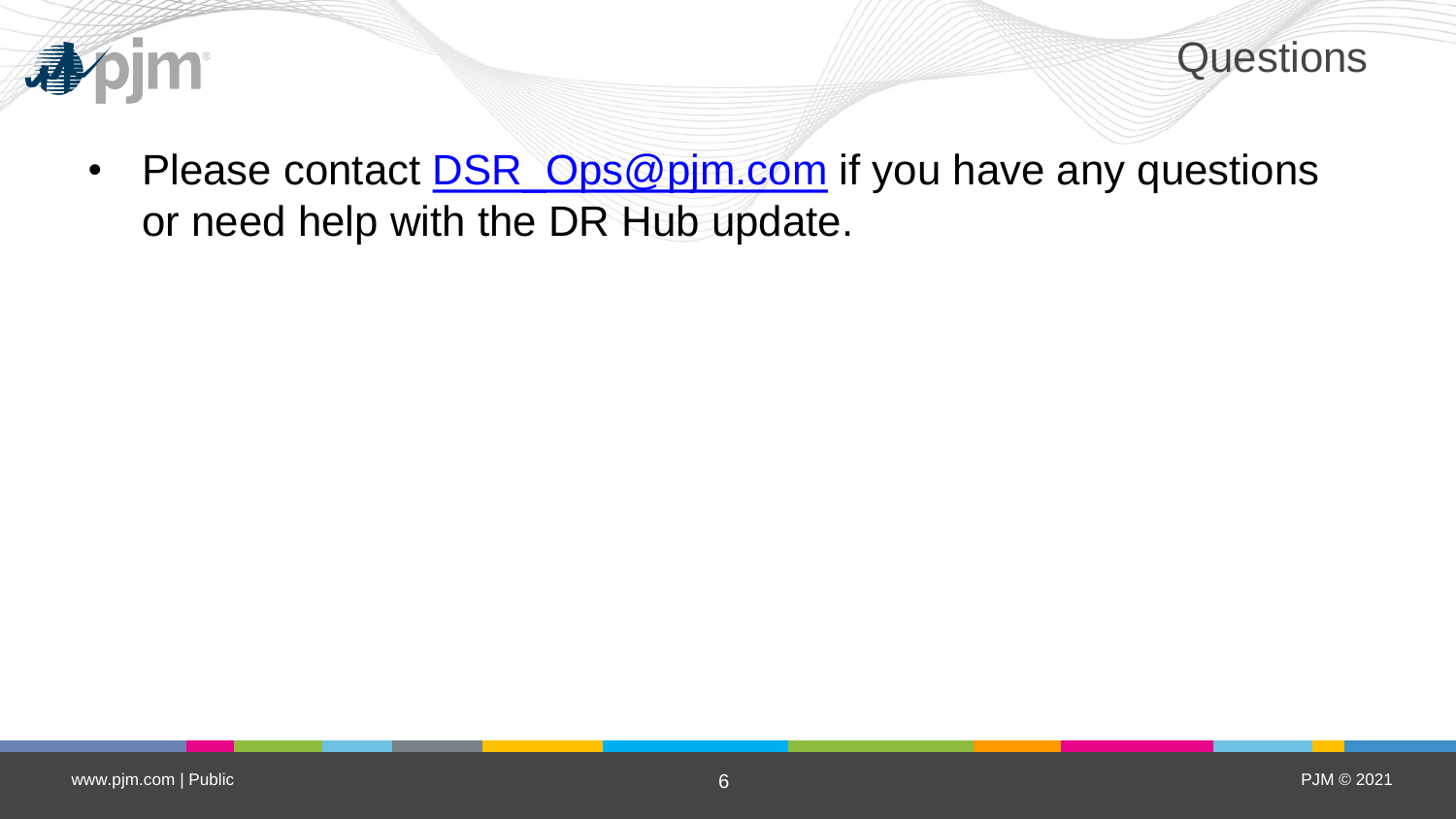# Questions

- Please contact DSR_Ops@pjm.com if you have any questions or need help with the DR Hub update.